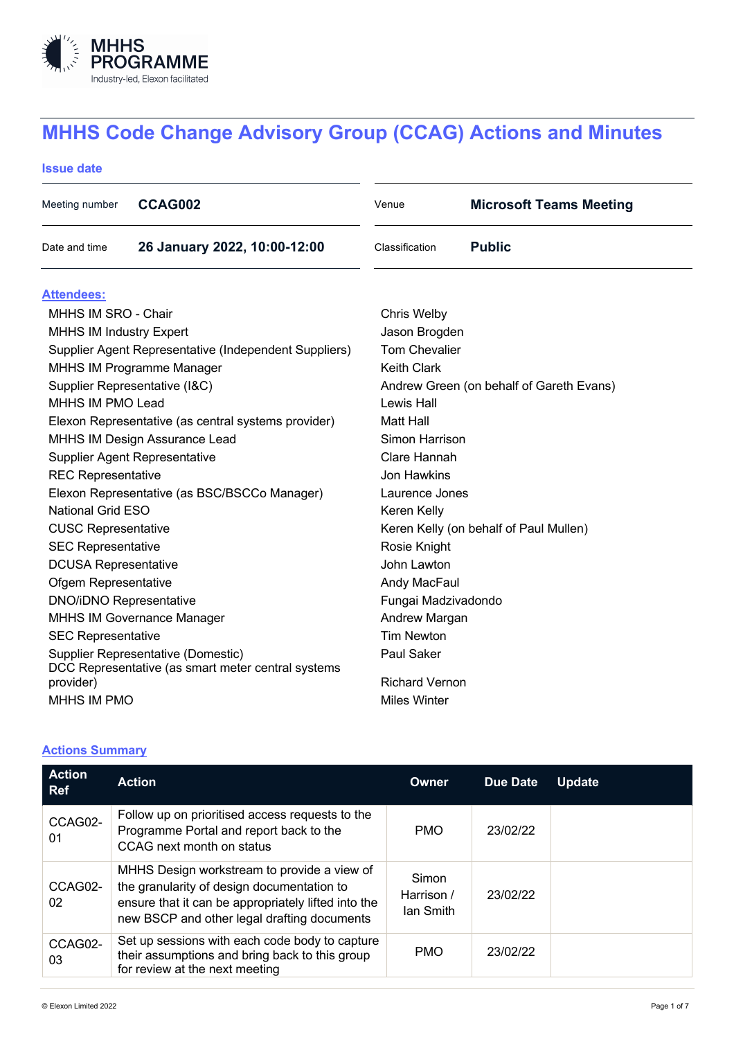# MHHS Code Change Advisory Group (CCAG) Actions and Minutes

**Issue date**

| | | | |
|---|---|---|---|
| Meeting number | **CCAG002** | Venue | **Microsoft Teams Meeting** |
| Date and time | **26 January 2022, 10:00-12:00** | Classification | **Public** |

## Attendees:

| | |
|---|---|
| MHHS IM SRO - Chair | Chris Welby |
| MHHS IM Industry Expert | Jason Brogden |
| Supplier Agent Representative (Independent Suppliers) | Tom Chevalier |
| MHHS IM Programme Manager | Keith Clark |
| Supplier Representative (I&C) | Andrew Green (on behalf of Gareth Evans) |
| MHHS IM PMO Lead | Lewis Hall |
| Elexon Representative (as central systems provider) | Matt Hall |
| MHHS IM Design Assurance Lead | Simon Harrison |
| Supplier Agent Representative | Clare Hannah |
| REC Representative | Jon Hawkins |
| Elexon Representative (as BSC/BSCCo Manager) | Laurence Jones |
| National Grid ESO | Keren Kelly |
| CUSC Representative | Keren Kelly (on behalf of Paul Mullen) |
| SEC Representative | Rosie Knight |
| DCUSA Representative | John Lawton |
| Ofgem Representative | Andy MacFaul |
| DNO/iDNO Representative | Fungai Madzivadondo |
| MHHS IM Governance Manager | Andrew Margan |
| SEC Representative | Tim Newton |
| Supplier Representative (Domestic) | Paul Saker |
| DCC Representative (as smart meter central systems provider) | Richard Vernon |
| MHHS IM PMO | Miles Winter |

## Actions Summary

| Action Ref | Action | Owner | Due Date | Update |
|---|---|---|---|---|
| CCAG02-01 | Follow up on prioritised access requests to the Programme Portal and report back to the CCAG next month on status | PMO | 23/02/22 | |
| CCAG02-02 | MHHS Design workstream to provide a view of the granularity of design documentation to ensure that it can be appropriately lifted into the new BSCP and other legal drafting documents | Simon Harrison / Ian Smith | 23/02/22 | |
| CCAG02-03 | Set up sessions with each code body to capture their assumptions and bring back to this group for review at the next meeting | PMO | 23/02/22 | |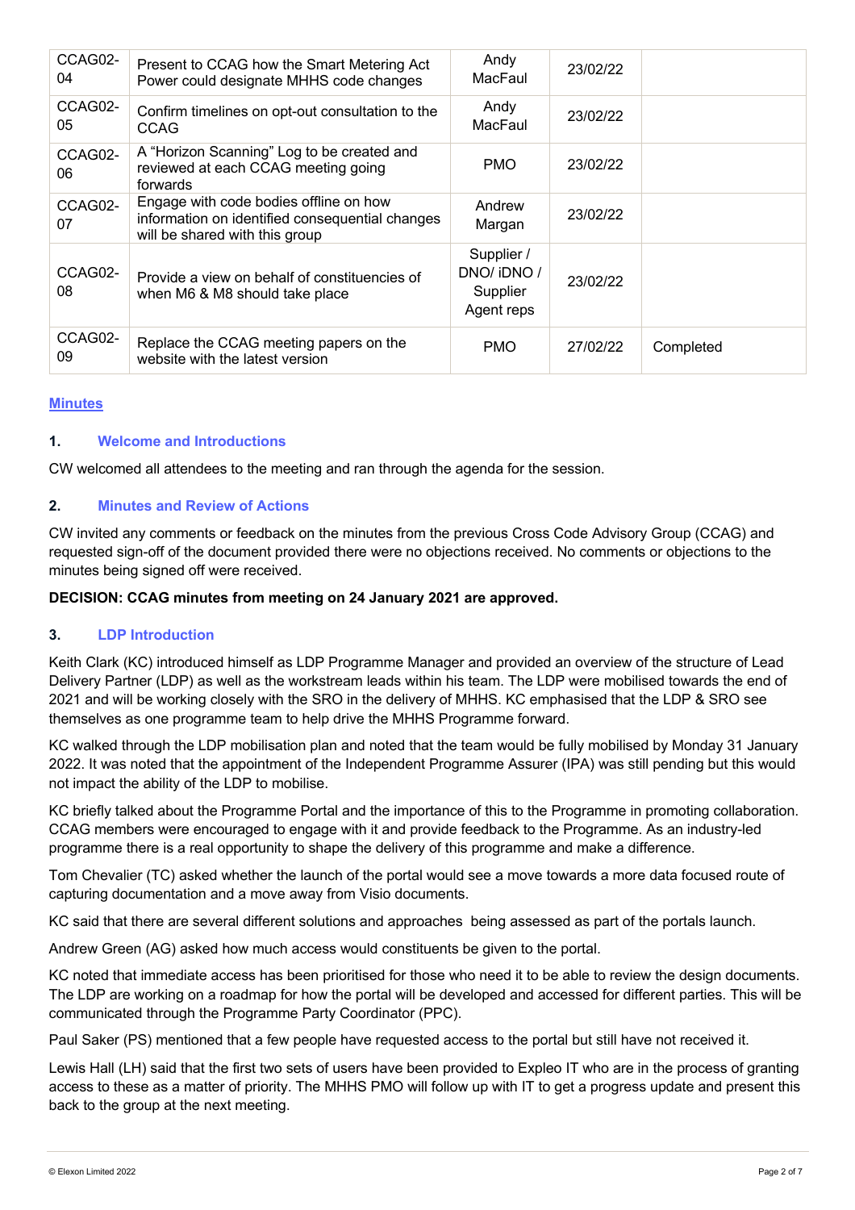| CCAG02-04 | Present to CCAG how the Smart Metering Act Power could designate MHHS code changes | Andy MacFaul | 23/02/22 | |
|---|---|---|---|---|
| CCAG02-05 | Confirm timelines on opt-out consultation to the CCAG | Andy MacFaul | 23/02/22 | |
| CCAG02-06 | A "Horizon Scanning" Log to be created and reviewed at each CCAG meeting going forwards | PMO | 23/02/22 | |
| CCAG02-07 | Engage with code bodies offline on how information on identified consequential changes will be shared with this group | Andrew Margan | 23/02/22 | |
| CCAG02-08 | Provide a view on behalf of constituencies of when M6 & M8 should take place | Supplier / DNO/ iDNO / Supplier Agent reps | 23/02/22 | |
| CCAG02-09 | Replace the CCAG meeting papers on the website with the latest version | PMO | 27/02/22 | Completed |

## Minutes

### 1. Welcome and Introductions

CW welcomed all attendees to the meeting and ran through the agenda for the session.

### 2. Minutes and Review of Actions

CW invited any comments or feedback on the minutes from the previous Cross Code Advisory Group (CCAG) and requested sign-off of the document provided there were no objections received. No comments or objections to the minutes being signed off were received.

**DECISION: CCAG minutes from meeting on 24 January 2021 are approved.**

### 3. LDP Introduction

Keith Clark (KC) introduced himself as LDP Programme Manager and provided an overview of the structure of Lead Delivery Partner (LDP) as well as the workstream leads within his team. The LDP were mobilised towards the end of 2021 and will be working closely with the SRO in the delivery of MHHS. KC emphasised that the LDP & SRO see themselves as one programme team to help drive the MHHS Programme forward.

KC walked through the LDP mobilisation plan and noted that the team would be fully mobilised by Monday 31 January 2022. It was noted that the appointment of the Independent Programme Assurer (IPA) was still pending but this would not impact the ability of the LDP to mobilise.

KC briefly talked about the Programme Portal and the importance of this to the Programme in promoting collaboration. CCAG members were encouraged to engage with it and provide feedback to the Programme. As an industry-led programme there is a real opportunity to shape the delivery of this programme and make a difference.

Tom Chevalier (TC) asked whether the launch of the portal would see a move towards a more data focused route of capturing documentation and a move away from Visio documents.

KC said that there are several different solutions and approaches being assessed as part of the portals launch.

Andrew Green (AG) asked how much access would constituents be given to the portal.

KC noted that immediate access has been prioritised for those who need it to be able to review the design documents. The LDP are working on a roadmap for how the portal will be developed and accessed for different parties. This will be communicated through the Programme Party Coordinator (PPC).

Paul Saker (PS) mentioned that a few people have requested access to the portal but still have not received it.

Lewis Hall (LH) said that the first two sets of users have been provided to Expleo IT who are in the process of granting access to these as a matter of priority. The MHHS PMO will follow up with IT to get a progress update and present this back to the group at the next meeting.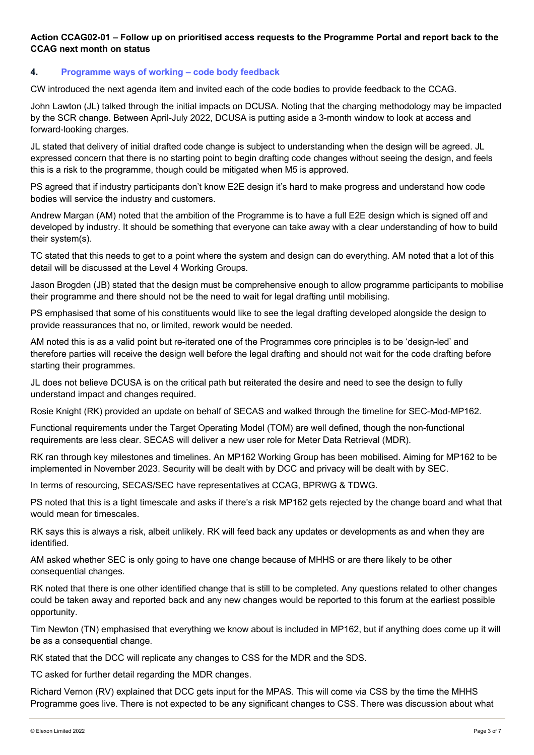**Action CCAG02-01 – Follow up on prioritised access requests to the Programme Portal and report back to the CCAG next month on status**

### 4. Programme ways of working – code body feedback

CW introduced the next agenda item and invited each of the code bodies to provide feedback to the CCAG.

John Lawton (JL) talked through the initial impacts on DCUSA. Noting that the charging methodology may be impacted by the SCR change. Between April-July 2022, DCUSA is putting aside a 3-month window to look at access and forward-looking charges.

JL stated that delivery of initial drafted code change is subject to understanding when the design will be agreed. JL expressed concern that there is no starting point to begin drafting code changes without seeing the design, and feels this is a risk to the programme, though could be mitigated when M5 is approved.

PS agreed that if industry participants don't know E2E design it's hard to make progress and understand how code bodies will service the industry and customers.

Andrew Margan (AM) noted that the ambition of the Programme is to have a full E2E design which is signed off and developed by industry. It should be something that everyone can take away with a clear understanding of how to build their system(s).

TC stated that this needs to get to a point where the system and design can do everything. AM noted that a lot of this detail will be discussed at the Level 4 Working Groups.

Jason Brogden (JB) stated that the design must be comprehensive enough to allow programme participants to mobilise their programme and there should not be the need to wait for legal drafting until mobilising.

PS emphasised that some of his constituents would like to see the legal drafting developed alongside the design to provide reassurances that no, or limited, rework would be needed.

AM noted this is as a valid point but re-iterated one of the Programmes core principles is to be 'design-led' and therefore parties will receive the design well before the legal drafting and should not wait for the code drafting before starting their programmes.

JL does not believe DCUSA is on the critical path but reiterated the desire and need to see the design to fully understand impact and changes required.

Rosie Knight (RK) provided an update on behalf of SECAS and walked through the timeline for SEC-Mod-MP162.

Functional requirements under the Target Operating Model (TOM) are well defined, though the non-functional requirements are less clear. SECAS will deliver a new user role for Meter Data Retrieval (MDR).

RK ran through key milestones and timelines. An MP162 Working Group has been mobilised. Aiming for MP162 to be implemented in November 2023. Security will be dealt with by DCC and privacy will be dealt with by SEC.

In terms of resourcing, SECAS/SEC have representatives at CCAG, BPRWG & TDWG.

PS noted that this is a tight timescale and asks if there's a risk MP162 gets rejected by the change board and what that would mean for timescales.

RK says this is always a risk, albeit unlikely. RK will feed back any updates or developments as and when they are identified.

AM asked whether SEC is only going to have one change because of MHHS or are there likely to be other consequential changes.

RK noted that there is one other identified change that is still to be completed. Any questions related to other changes could be taken away and reported back and any new changes would be reported to this forum at the earliest possible opportunity.

Tim Newton (TN) emphasised that everything we know about is included in MP162, but if anything does come up it will be as a consequential change.

RK stated that the DCC will replicate any changes to CSS for the MDR and the SDS.

TC asked for further detail regarding the MDR changes.

Richard Vernon (RV) explained that DCC gets input for the MPAS. This will come via CSS by the time the MHHS Programme goes live. There is not expected to be any significant changes to CSS. There was discussion about what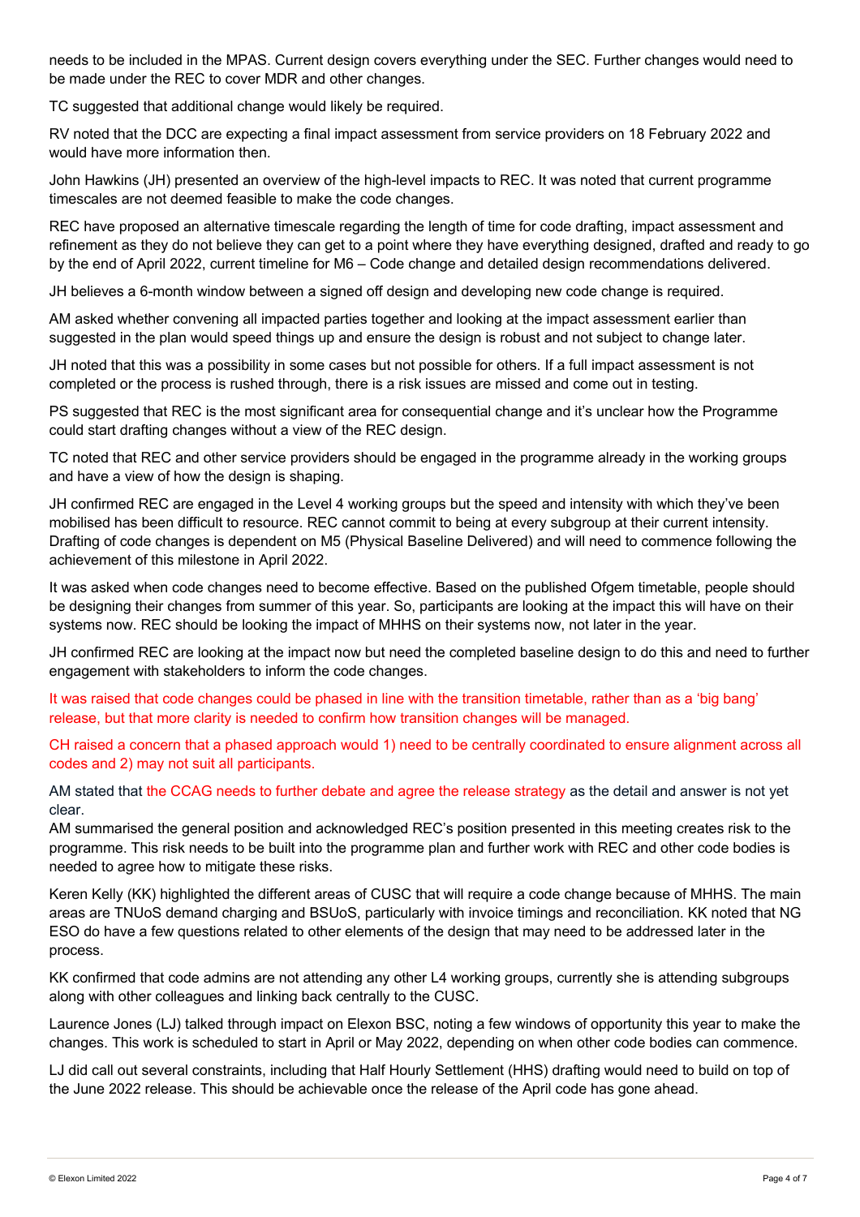needs to be included in the MPAS. Current design covers everything under the SEC. Further changes would need to be made under the REC to cover MDR and other changes.

TC suggested that additional change would likely be required.

RV noted that the DCC are expecting a final impact assessment from service providers on 18 February 2022 and would have more information then.

John Hawkins (JH) presented an overview of the high-level impacts to REC. It was noted that current programme timescales are not deemed feasible to make the code changes.

REC have proposed an alternative timescale regarding the length of time for code drafting, impact assessment and refinement as they do not believe they can get to a point where they have everything designed, drafted and ready to go by the end of April 2022, current timeline for M6 – Code change and detailed design recommendations delivered.

JH believes a 6-month window between a signed off design and developing new code change is required.

AM asked whether convening all impacted parties together and looking at the impact assessment earlier than suggested in the plan would speed things up and ensure the design is robust and not subject to change later.

JH noted that this was a possibility in some cases but not possible for others. If a full impact assessment is not completed or the process is rushed through, there is a risk issues are missed and come out in testing.

PS suggested that REC is the most significant area for consequential change and it's unclear how the Programme could start drafting changes without a view of the REC design.

TC noted that REC and other service providers should be engaged in the programme already in the working groups and have a view of how the design is shaping.

JH confirmed REC are engaged in the Level 4 working groups but the speed and intensity with which they've been mobilised has been difficult to resource. REC cannot commit to being at every subgroup at their current intensity. Drafting of code changes is dependent on M5 (Physical Baseline Delivered) and will need to commence following the achievement of this milestone in April 2022.

It was asked when code changes need to become effective. Based on the published Ofgem timetable, people should be designing their changes from summer of this year. So, participants are looking at the impact this will have on their systems now. REC should be looking the impact of MHHS on their systems now, not later in the year.

JH confirmed REC are looking at the impact now but need the completed baseline design to do this and need to further engagement with stakeholders to inform the code changes.

It was raised that code changes could be phased in line with the transition timetable, rather than as a 'big bang' release, but that more clarity is needed to confirm how transition changes will be managed.

CH raised a concern that a phased approach would 1) need to be centrally coordinated to ensure alignment across all codes and 2) may not suit all participants.

AM stated that the CCAG needs to further debate and agree the release strategy as the detail and answer is not yet clear.

AM summarised the general position and acknowledged REC's position presented in this meeting creates risk to the programme. This risk needs to be built into the programme plan and further work with REC and other code bodies is needed to agree how to mitigate these risks.

Keren Kelly (KK) highlighted the different areas of CUSC that will require a code change because of MHHS. The main areas are TNUoS demand charging and BSUoS, particularly with invoice timings and reconciliation. KK noted that NG ESO do have a few questions related to other elements of the design that may need to be addressed later in the process.

KK confirmed that code admins are not attending any other L4 working groups, currently she is attending subgroups along with other colleagues and linking back centrally to the CUSC.

Laurence Jones (LJ) talked through impact on Elexon BSC, noting a few windows of opportunity this year to make the changes. This work is scheduled to start in April or May 2022, depending on when other code bodies can commence.

LJ did call out several constraints, including that Half Hourly Settlement (HHS) drafting would need to build on top of the June 2022 release. This should be achievable once the release of the April code has gone ahead.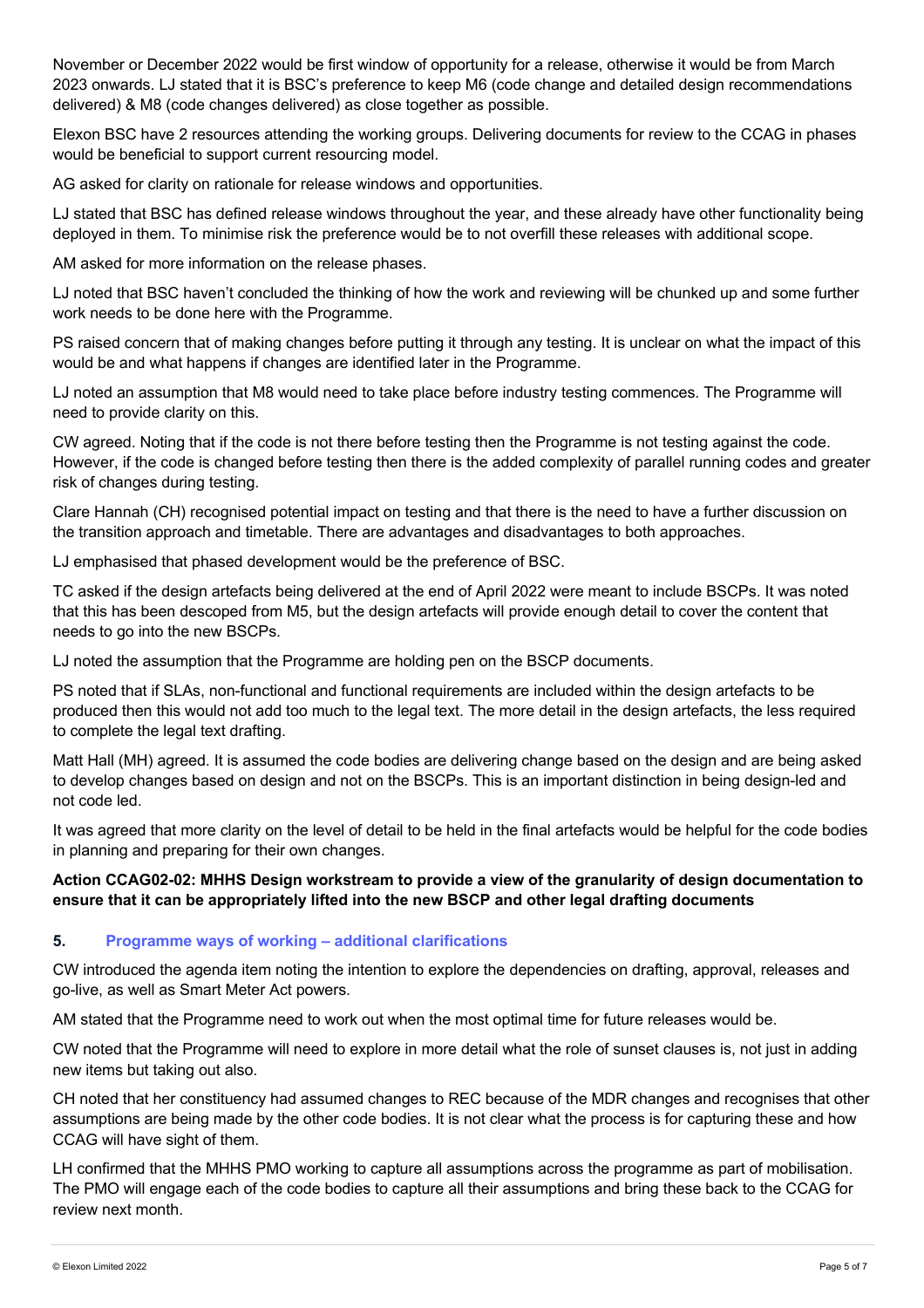November or December 2022 would be first window of opportunity for a release, otherwise it would be from March 2023 onwards. LJ stated that it is BSC's preference to keep M6 (code change and detailed design recommendations delivered) & M8 (code changes delivered) as close together as possible.

Elexon BSC have 2 resources attending the working groups. Delivering documents for review to the CCAG in phases would be beneficial to support current resourcing model.

AG asked for clarity on rationale for release windows and opportunities.

LJ stated that BSC has defined release windows throughout the year, and these already have other functionality being deployed in them. To minimise risk the preference would be to not overfill these releases with additional scope.

AM asked for more information on the release phases.

LJ noted that BSC haven't concluded the thinking of how the work and reviewing will be chunked up and some further work needs to be done here with the Programme.

PS raised concern that of making changes before putting it through any testing. It is unclear on what the impact of this would be and what happens if changes are identified later in the Programme.

LJ noted an assumption that M8 would need to take place before industry testing commences. The Programme will need to provide clarity on this.

CW agreed. Noting that if the code is not there before testing then the Programme is not testing against the code. However, if the code is changed before testing then there is the added complexity of parallel running codes and greater risk of changes during testing.

Clare Hannah (CH) recognised potential impact on testing and that there is the need to have a further discussion on the transition approach and timetable. There are advantages and disadvantages to both approaches.

LJ emphasised that phased development would be the preference of BSC.

TC asked if the design artefacts being delivered at the end of April 2022 were meant to include BSCPs. It was noted that this has been descoped from M5, but the design artefacts will provide enough detail to cover the content that needs to go into the new BSCPs.

LJ noted the assumption that the Programme are holding pen on the BSCP documents.

PS noted that if SLAs, non-functional and functional requirements are included within the design artefacts to be produced then this would not add too much to the legal text. The more detail in the design artefacts, the less required to complete the legal text drafting.

Matt Hall (MH) agreed. It is assumed the code bodies are delivering change based on the design and are being asked to develop changes based on design and not on the BSCPs. This is an important distinction in being design-led and not code led.

It was agreed that more clarity on the level of detail to be held in the final artefacts would be helpful for the code bodies in planning and preparing for their own changes.

**Action CCAG02-02: MHHS Design workstream to provide a view of the granularity of design documentation to ensure that it can be appropriately lifted into the new BSCP and other legal drafting documents**

## 5. Programme ways of working – additional clarifications

CW introduced the agenda item noting the intention to explore the dependencies on drafting, approval, releases and go-live, as well as Smart Meter Act powers.

AM stated that the Programme need to work out when the most optimal time for future releases would be.

CW noted that the Programme will need to explore in more detail what the role of sunset clauses is, not just in adding new items but taking out also.

CH noted that her constituency had assumed changes to REC because of the MDR changes and recognises that other assumptions are being made by the other code bodies. It is not clear what the process is for capturing these and how CCAG will have sight of them.

LH confirmed that the MHHS PMO working to capture all assumptions across the programme as part of mobilisation. The PMO will engage each of the code bodies to capture all their assumptions and bring these back to the CCAG for review next month.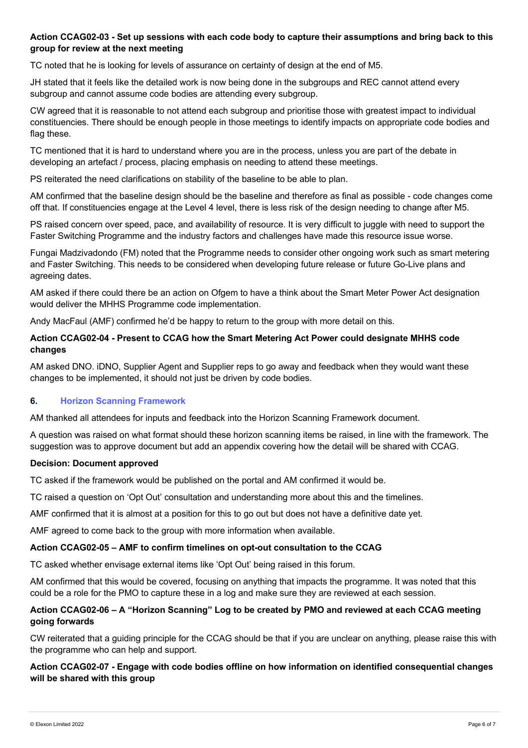**Action CCAG02-03 - Set up sessions with each code body to capture their assumptions and bring back to this group for review at the next meeting**

TC noted that he is looking for levels of assurance on certainty of design at the end of M5.

JH stated that it feels like the detailed work is now being done in the subgroups and REC cannot attend every subgroup and cannot assume code bodies are attending every subgroup.

CW agreed that it is reasonable to not attend each subgroup and prioritise those with greatest impact to individual constituencies. There should be enough people in those meetings to identify impacts on appropriate code bodies and flag these.

TC mentioned that it is hard to understand where you are in the process, unless you are part of the debate in developing an artefact / process, placing emphasis on needing to attend these meetings.

PS reiterated the need clarifications on stability of the baseline to be able to plan.

AM confirmed that the baseline design should be the baseline and therefore as final as possible - code changes come off that. If constituencies engage at the Level 4 level, there is less risk of the design needing to change after M5.

PS raised concern over speed, pace, and availability of resource. It is very difficult to juggle with need to support the Faster Switching Programme and the industry factors and challenges have made this resource issue worse.

Fungai Madzivadondo (FM) noted that the Programme needs to consider other ongoing work such as smart metering and Faster Switching. This needs to be considered when developing future release or future Go-Live plans and agreeing dates.

AM asked if there could there be an action on Ofgem to have a think about the Smart Meter Power Act designation would deliver the MHHS Programme code implementation.

Andy MacFaul (AMF) confirmed he'd be happy to return to the group with more detail on this.

**Action CCAG02-04 - Present to CCAG how the Smart Metering Act Power could designate MHHS code changes**

AM asked DNO. iDNO, Supplier Agent and Supplier reps to go away and feedback when they would want these changes to be implemented, it should not just be driven by code bodies.

## 6. Horizon Scanning Framework

AM thanked all attendees for inputs and feedback into the Horizon Scanning Framework document.

A question was raised on what format should these horizon scanning items be raised, in line with the framework. The suggestion was to approve document but add an appendix covering how the detail will be shared with CCAG.

**Decision: Document approved**

TC asked if the framework would be published on the portal and AM confirmed it would be.

TC raised a question on 'Opt Out' consultation and understanding more about this and the timelines.

AMF confirmed that it is almost at a position for this to go out but does not have a definitive date yet.

AMF agreed to come back to the group with more information when available.

**Action CCAG02-05 – AMF to confirm timelines on opt-out consultation to the CCAG**

TC asked whether envisage external items like 'Opt Out' being raised in this forum.

AM confirmed that this would be covered, focusing on anything that impacts the programme. It was noted that this could be a role for the PMO to capture these in a log and make sure they are reviewed at each session.

**Action CCAG02-06 – A "Horizon Scanning" Log to be created by PMO and reviewed at each CCAG meeting going forwards**

CW reiterated that a guiding principle for the CCAG should be that if you are unclear on anything, please raise this with the programme who can help and support.

**Action CCAG02-07 - Engage with code bodies offline on how information on identified consequential changes will be shared with this group**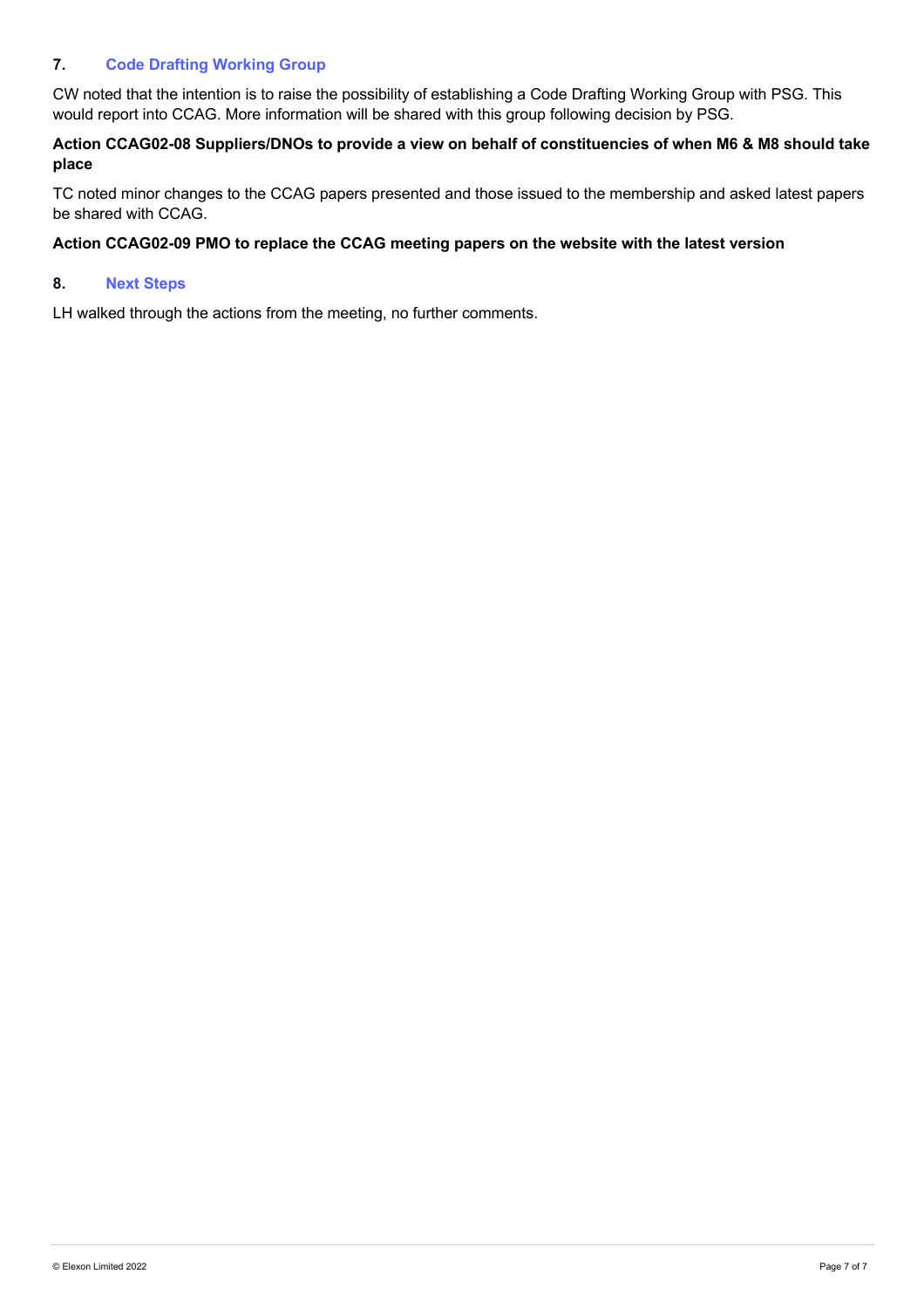## 7. Code Drafting Working Group

CW noted that the intention is to raise the possibility of establishing a Code Drafting Working Group with PSG. This would report into CCAG. More information will be shared with this group following decision by PSG.

**Action CCAG02-08 Suppliers/DNOs to provide a view on behalf of constituencies of when M6 & M8 should take place**

TC noted minor changes to the CCAG papers presented and those issued to the membership and asked latest papers be shared with CCAG.

**Action CCAG02-09 PMO to replace the CCAG meeting papers on the website with the latest version**

## 8. Next Steps

LH walked through the actions from the meeting, no further comments.